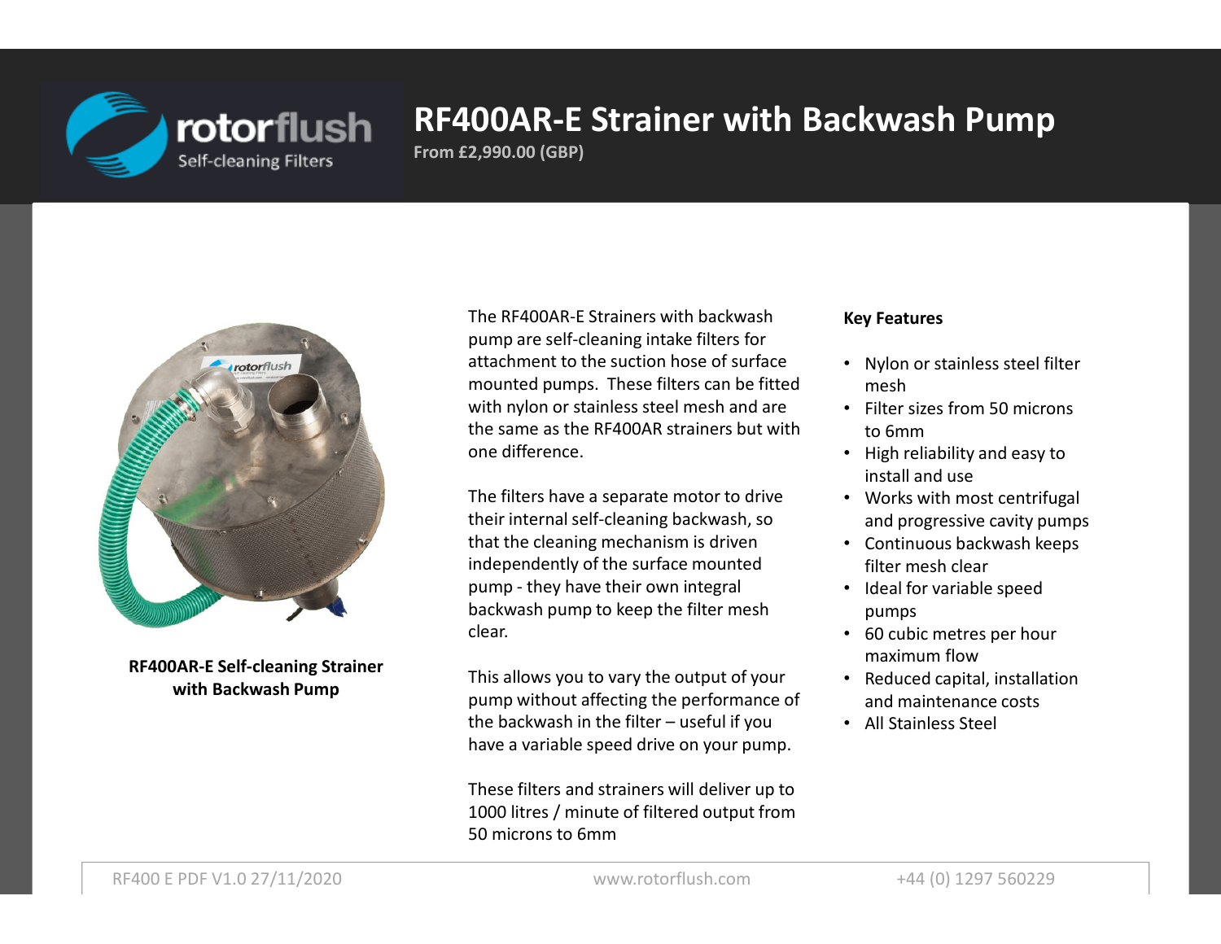# RF400AR-E Strainer with Backwash Pump

**From £2,990.00 (GBP)**

**RF400AR-E Self-cleaning Strainer with Backwash Pump**

The RF400AR-E Strainers with backwash pump are self-cleaning intake filters for attachment to the suction hose of surface mounted pumps. These filters can be fitted with nylon or stainless steel mesh and are the same as the RF400AR strainers but with one difference.

The filters have a separate motor to drive their internal self-cleaning backwash, so that the cleaning mechanism is driven independently of the surface mounted pump - they have their own integral backwash pump to keep the filter mesh clear.

This allows you to vary the output of your pump without affecting the performance of the backwash in the filter – useful if you have a variable speed drive on your pump.

These filters and strainers will deliver up to 1000 litres / minute of filtered output from 50 microns to 6mm

**Key Features**

- Nylon or stainless steel filter mesh
- Filter sizes from 50 microns to 6mm
- High reliability and easy to install and use
- Works with most centrifugal and progressive cavity pumps
- Continuous backwash keeps filter mesh clear
- Ideal for variable speed pumps
- 60 cubic metres per hour maximum flow
- Reduced capital, installation and maintenance costs
- All Stainless Steel

RF400 E PDF V1.0 27/11/2020 | www.rotorflush.com | +44 (0) 1297 560229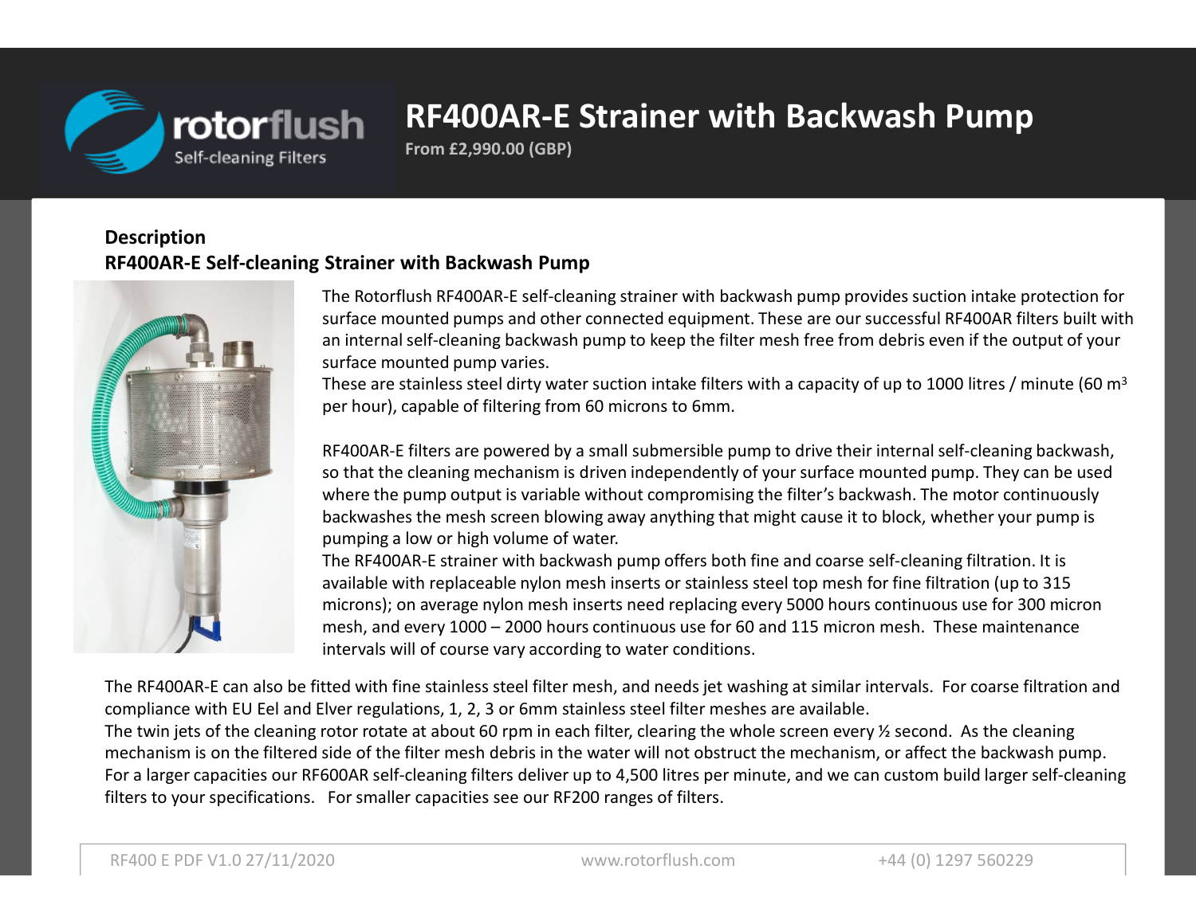# RF400AR-E Strainer with Backwash Pump

From £2,990.00 (GBP)

## Description

### RF400AR-E Self-cleaning Strainer with Backwash Pump

The Rotorflush RF400AR-E self-cleaning strainer with backwash pump provides suction intake protection for surface mounted pumps and other connected equipment. These are our successful RF400AR filters built with an internal self-cleaning backwash pump to keep the filter mesh free from debris even if the output of your surface mounted pump varies.

These are stainless steel dirty water suction intake filters with a capacity of up to 1000 litres / minute (60 $m^3$ per hour), capable of filtering from 60 microns to 6mm.

RF400AR-E filters are powered by a small submersible pump to drive their internal self-cleaning backwash, so that the cleaning mechanism is driven independently of your surface mounted pump. They can be used where the pump output is variable without compromising the filter's backwash. The motor continuously backwashes the mesh screen blowing away anything that might cause it to block, whether your pump is pumping a low or high volume of water.

The RF400AR-E strainer with backwash pump offers both fine and coarse self-cleaning filtration. It is available with replaceable nylon mesh inserts or stainless steel top mesh for fine filtration (up to 315 microns); on average nylon mesh inserts need replacing every 5000 hours continuous use for 300 micron mesh, and every 1000 – 2000 hours continuous use for 60 and 115 micron mesh. These maintenance intervals will of course vary according to water conditions.

The RF400AR-E can also be fitted with fine stainless steel filter mesh, and needs jet washing at similar intervals. For coarse filtration and compliance with EU Eel and Elver regulations, 1, 2, 3 or 6mm stainless steel filter meshes are available.

The twin jets of the cleaning rotor rotate at about 60 rpm in each filter, clearing the whole screen every ½ second. As the cleaning mechanism is on the filtered side of the filter mesh debris in the water will not obstruct the mechanism, or affect the backwash pump.

For a larger capacities our RF600AR self-cleaning filters deliver up to 4,500 litres per minute, and we can custom build larger self-cleaning filters to your specifications. For smaller capacities see our RF200 ranges of filters.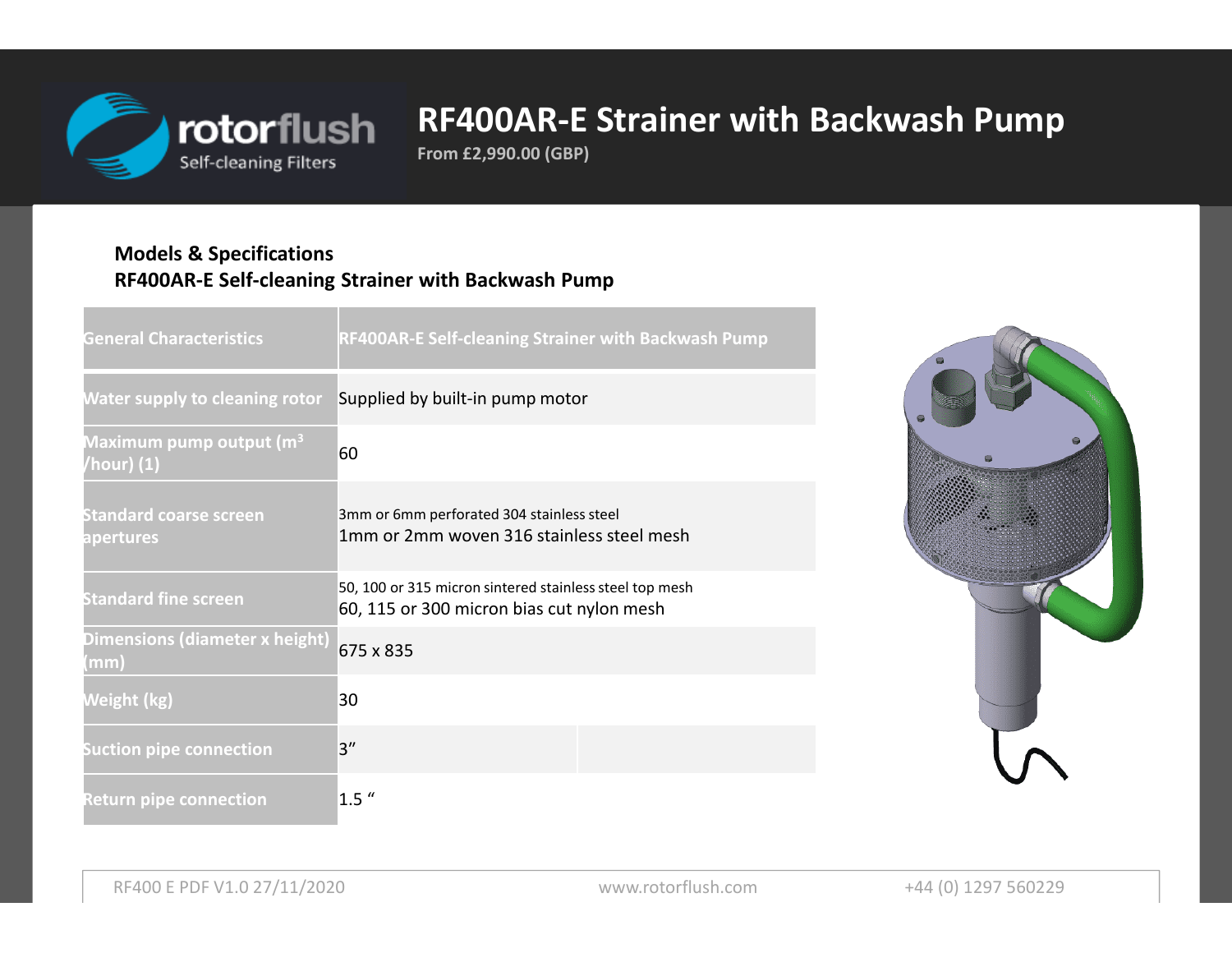# RF400AR-E Strainer with Backwash Pump

From £2,990.00 (GBP)

**Models & Specifications**
**RF400AR-E Self-cleaning Strainer with Backwash Pump**

| General Characteristics | RF400AR-E Self-cleaning Strainer with Backwash Pump |
|---|---|
| Water supply to cleaning rotor | Supplied by built-in pump motor |
| Maximum pump output ($m^3$ /hour) (1) | 60 |
| Standard coarse screen apertures | 3mm or 6mm perforated 304 stainless steel<br>1mm or 2mm woven 316 stainless steel mesh |
| Standard fine screen | 50, 100 or 315 micron sintered stainless steel top mesh<br>60, 115 or 300 micron bias cut nylon mesh |
| Dimensions (diameter x height) (mm) | 675 x 835 |
| Weight (kg) | 30 |
| Suction pipe connection | 3" |
| Return pipe connection | 1.5 " |

RF400 E PDF V1.0 27/11/2020 www.rotorflush.com +44 (0) 1297 560229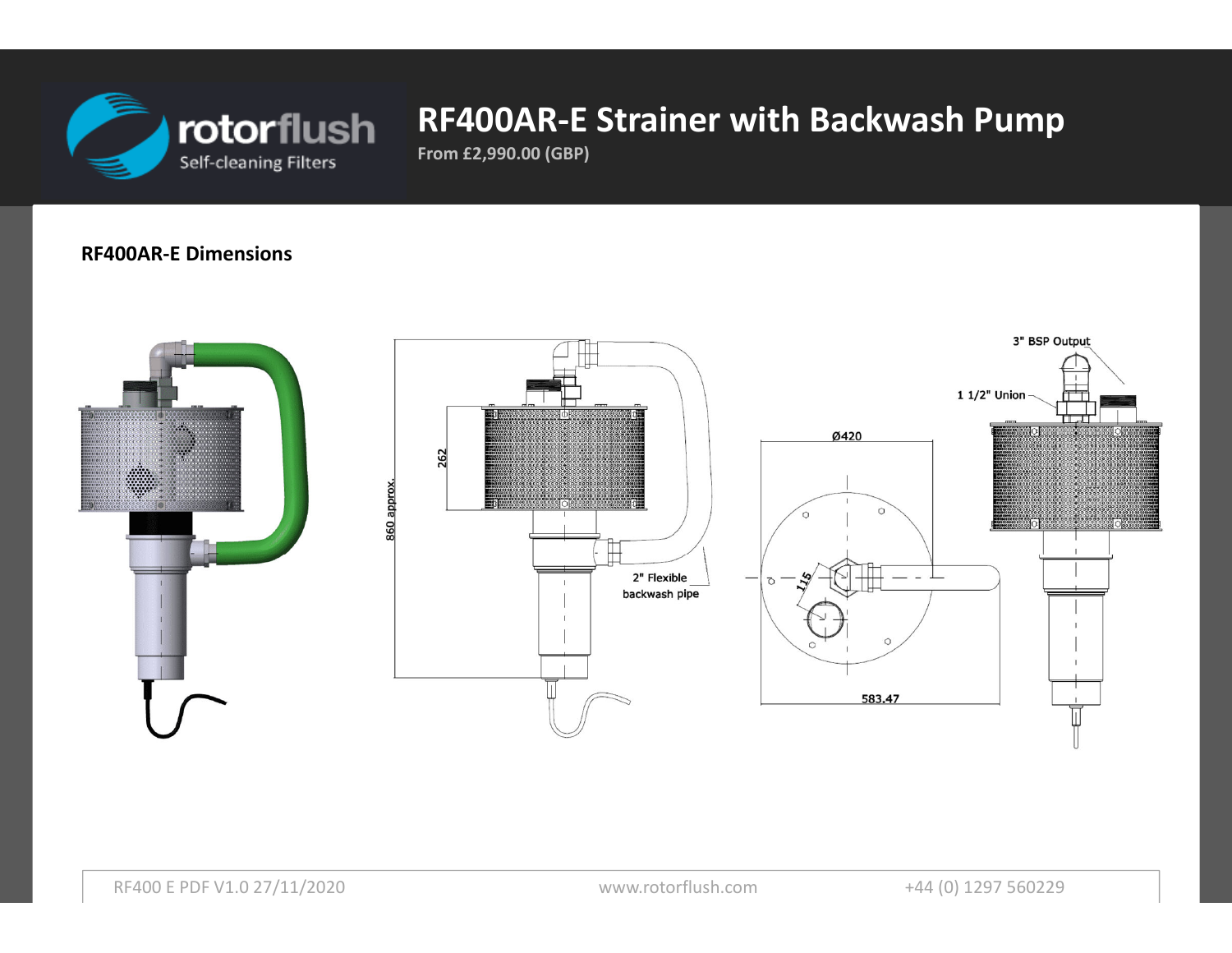# RF400AR-E Strainer with Backwash Pump

From £2,990.00 (GBP)

## RF400AR-E Dimensions

3" BSP Output

1 1/2" Union

Ø420

262

860 approx.

115

2" Flexible backwash pipe

583.47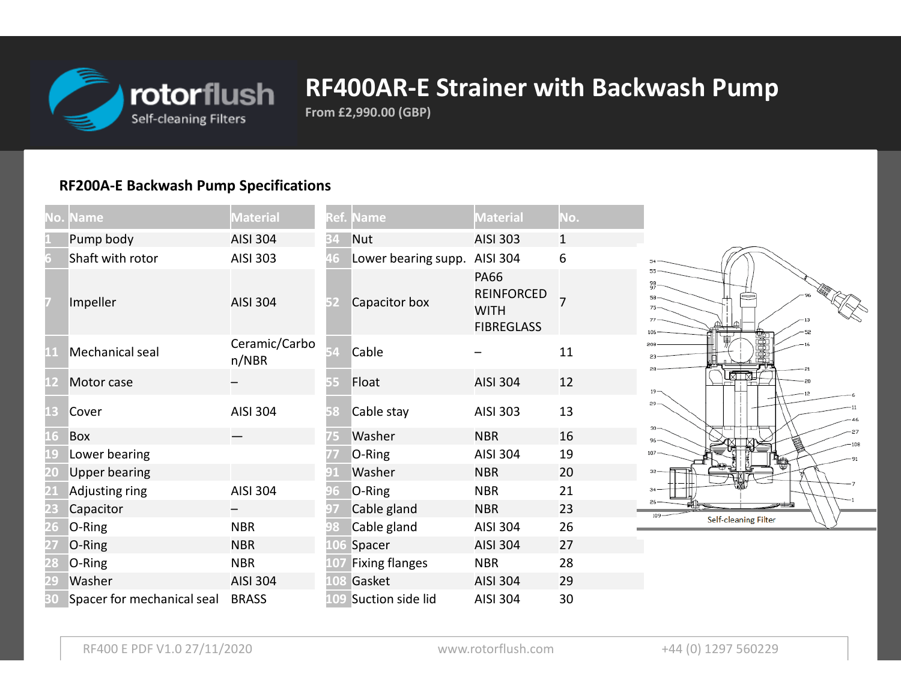# RF400AR-E Strainer with Backwash Pump

From £2,990.00 (GBP)

## RF200A-E Backwash Pump Specifications

| No. | Name | Material | Ref. | Name | Material | No. |
|---|---|---|---|---|---|---|
| 1 | Pump body | AISI 304 | 34 | Nut | AISI 303 | 1 |
| 6 | Shaft with rotor | AISI 303 | 46 | Lower bearing supp. | AISI 304 | 6 |
| 7 | Impeller | AISI 304 | 52 | Capacitor box | PA66 REINFORCED WITH FIBREGLASS | 7 |
| 11 | Mechanical seal | Ceramic/Carbon/NBR | 54 | Cable | – | 11 |
| 12 | Motor case | – | 55 | Float | AISI 304 | 12 |
| 13 | Cover | AISI 304 | 58 | Cable stay | AISI 303 | 13 |
| 16 | Box | — | 75 | Washer | NBR | 16 |
| 19 | Lower bearing | | 77 | O-Ring | AISI 304 | 19 |
| 20 | Upper bearing | | 91 | Washer | NBR | 20 |
| 21 | Adjusting ring | AISI 304 | 96 | O-Ring | NBR | 21 |
| 23 | Capacitor | – | 97 | Cable gland | NBR | 23 |
| 26 | O-Ring | NBR | 98 | Cable gland | AISI 304 | 26 |
| 27 | O-Ring | NBR | 106 | Spacer | AISI 304 | 27 |
| 28 | O-Ring | NBR | 107 | Fixing flanges | NBR | 28 |
| 29 | Washer | AISI 304 | 108 | Gasket | AISI 304 | 29 |
| 30 | Spacer for mechanical seal | BRASS | 109 | Suction side lid | AISI 304 | 30 |

Self-cleaning Filter

RF400 E PDF V1.0 27/11/2020 www.rotorflush.com +44 (0) 1297 560229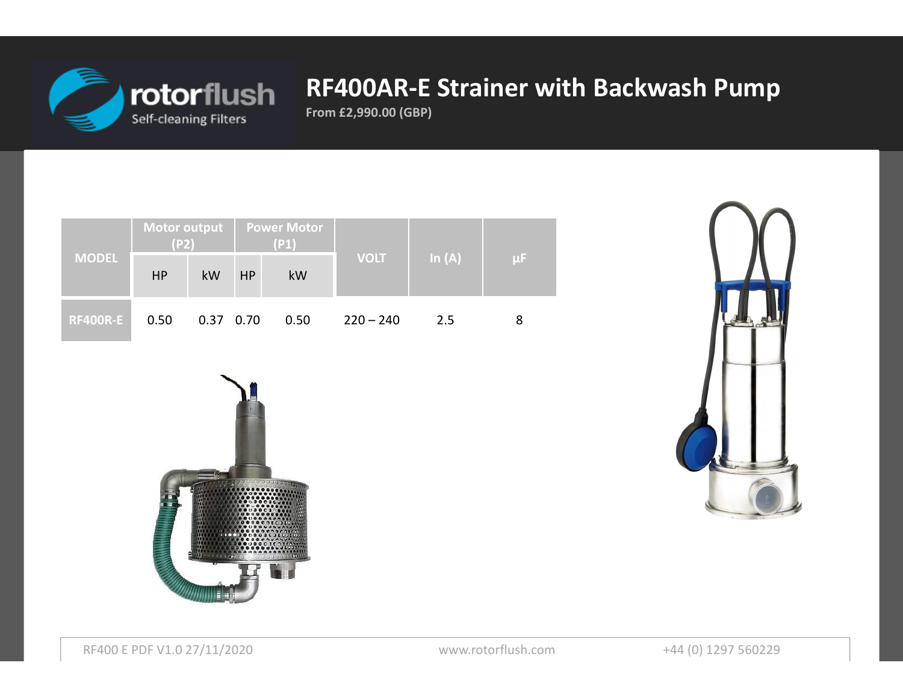# RF400AR-E Strainer with Backwash Pump

**From £2,990.00 (GBP)**

| MODEL | Motor output (P2) | | Power Motor (P1) | | VOLT | In (A) | μF |
|---|---|---|---|---|---|---|---|
| | HP | kW | HP | kW | | | |
| RF400R-E | 0.50 | 0.37 | 0.70 | 0.50 | 220 – 240 | 2.5 | 8 |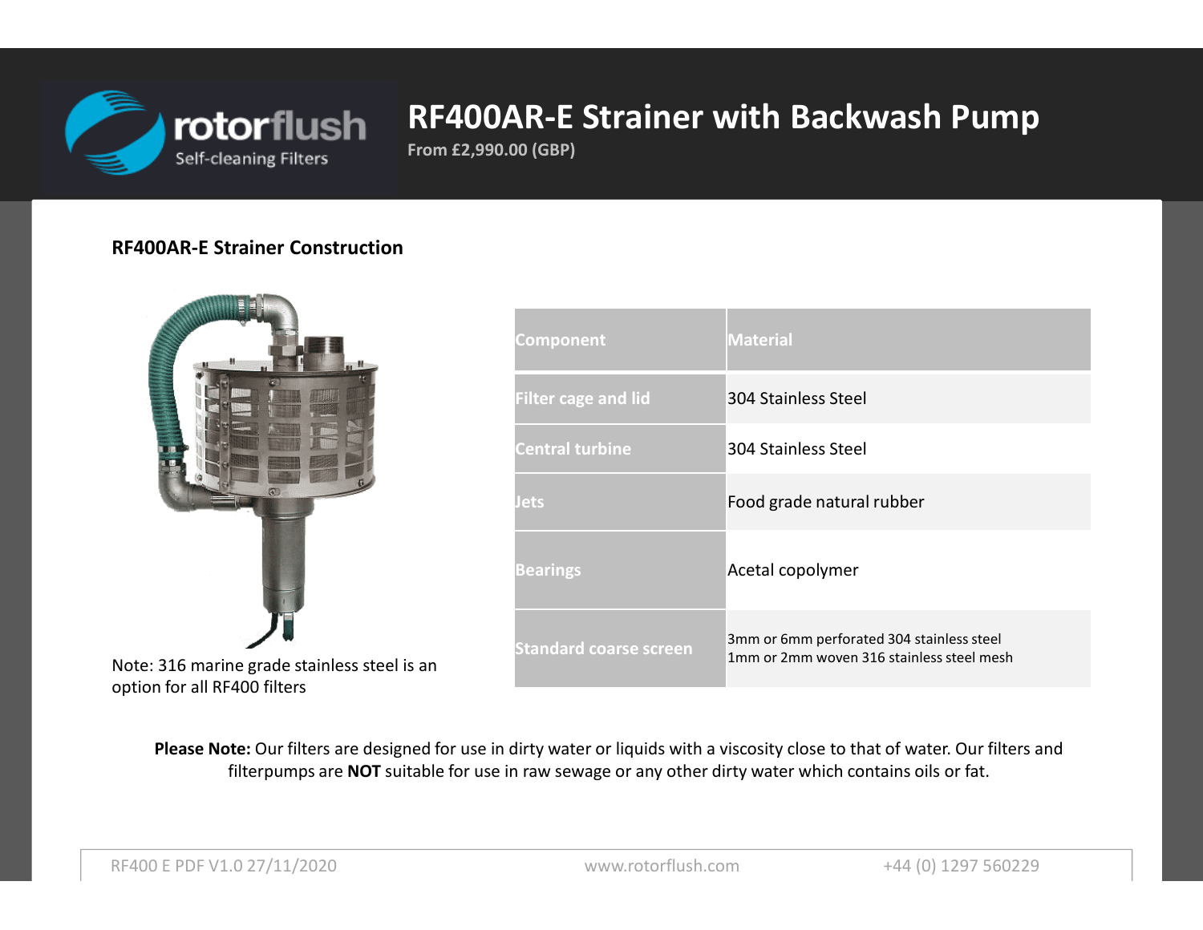# RF400AR-E Strainer with Backwash Pump

From £2,990.00 (GBP)

## RF400AR-E Strainer Construction

Note: 316 marine grade stainless steel is an option for all RF400 filters

| Component | Material |
|---|---|
| Filter cage and lid | 304 Stainless Steel |
| Central turbine | 304 Stainless Steel |
| Jets | Food grade natural rubber |
| Bearings | Acetal copolymer |
| Standard coarse screen | 3mm or 6mm perforated 304 stainless steel<br>1mm or 2mm woven 316 stainless steel mesh |

**Please Note:** Our filters are designed for use in dirty water or liquids with a viscosity close to that of water. Our filters and filterpumps are **NOT** suitable for use in raw sewage or any other dirty water which contains oils or fat.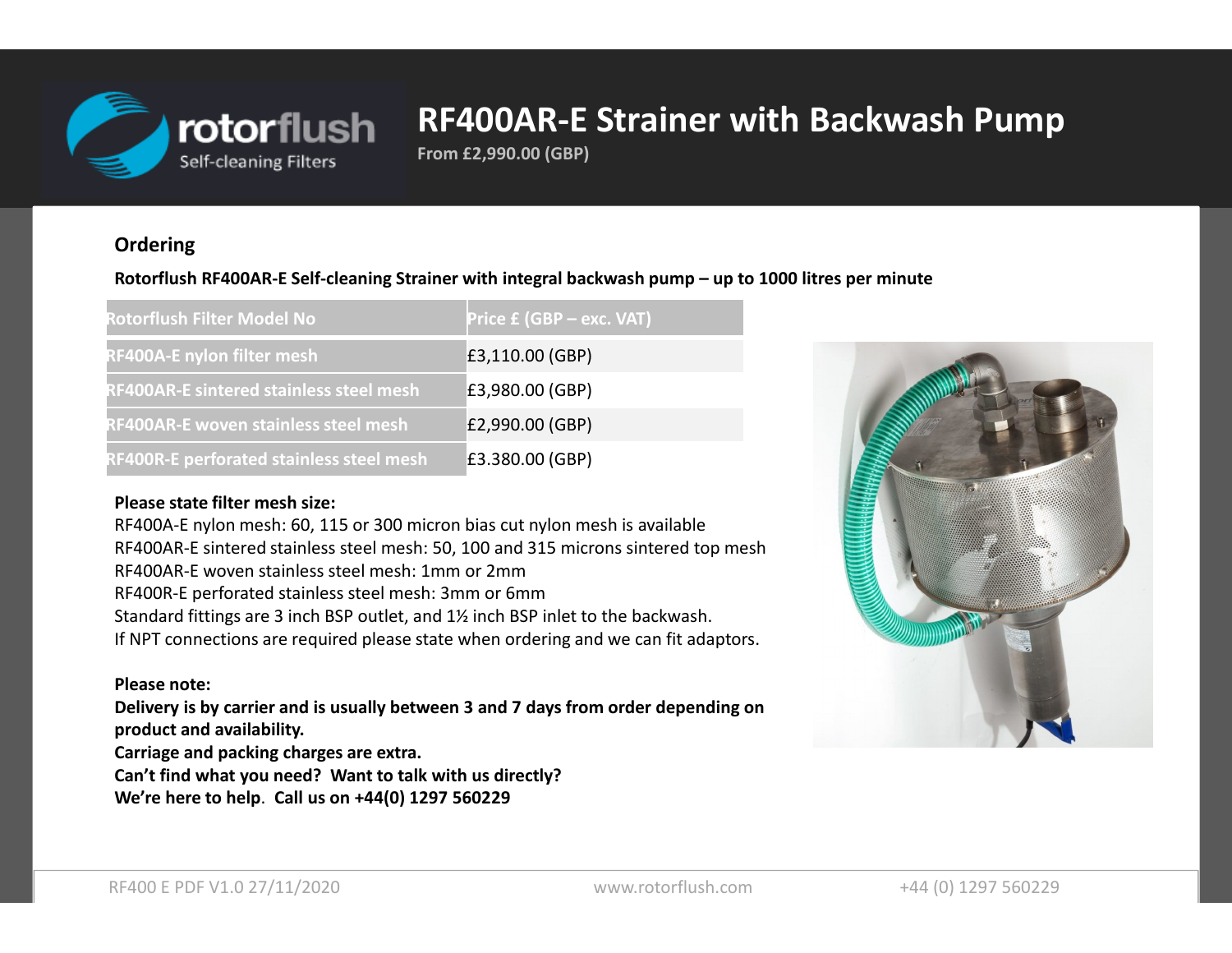# RF400AR-E Strainer with Backwash Pump

From £2,990.00 (GBP)

## Ordering

**Rotorflush RF400AR-E Self-cleaning Strainer with integral backwash pump – up to 1000 litres per minute**

| Rotorflush Filter Model No | Price £ (GBP – exc. VAT) |
|---|---|
| RF400A-E nylon filter mesh | £3,110.00 (GBP) |
| RF400AR-E sintered stainless steel mesh | £3,980.00 (GBP) |
| RF400AR-E woven stainless steel mesh | £2,990.00 (GBP) |
| RF400R-E perforated stainless steel mesh | £3.380.00 (GBP) |

**Please state filter mesh size:**

RF400A-E nylon mesh: 60, 115 or 300 micron bias cut nylon mesh is available
RF400AR-E sintered stainless steel mesh: 50, 100 and 315 microns sintered top mesh
RF400AR-E woven stainless steel mesh: 1mm or 2mm
RF400R-E perforated stainless steel mesh: 3mm or 6mm
Standard fittings are 3 inch BSP outlet, and 1½ inch BSP inlet to the backwash.
If NPT connections are required please state when ordering and we can fit adaptors.

**Please note:**
**Delivery is by carrier and is usually between 3 and 7 days from order depending on product and availability.**
**Carriage and packing charges are extra.**
**Can't find what you need? Want to talk with us directly?**
**We're here to help. Call us on +44(0) 1297 560229**

RF400 E PDF V1.0 27/11/2020 www.rotorflush.com +44 (0) 1297 560229